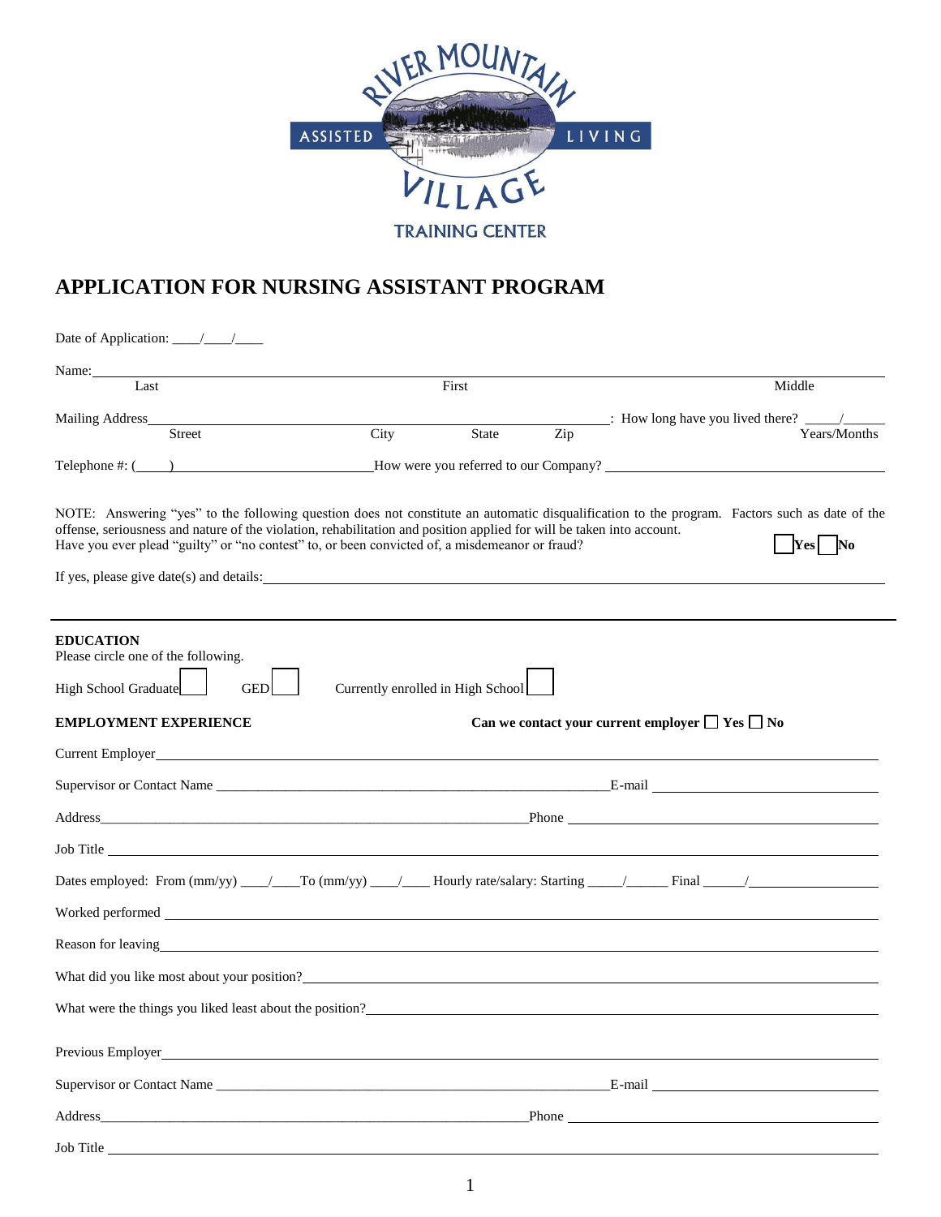RIVER MOUNTAIN ASSISTED LIVING VILLAGE

TRAINING CENTER

# APPLICATION FOR NURSING ASSISTANT PROGRAM

Date of Application: ____/____/____

Name:______________________________________________________________________________
Last First Middle

Mailing Address______________________________________________________: How long have you lived there? _____/______
Street City State Zip Years/Months

Telephone #: (_____) __________________________How were you referred to our Company? ______________________________

NOTE: Answering "yes" to the following question does not constitute an automatic disqualification to the program. Factors such as date of the offense, seriousness and nature of the violation, rehabilitation and position applied for will be taken into account.
Have you ever plead "guilty" or "no contest" to, or been convicted of, a misdemeanor or fraud? ☐ Yes ☐ No

If yes, please give date(s) and details:_______________________________________________________________________

---

**EDUCATION**
Please circle one of the following.

High School Graduate ☐ GED ☐ Currently enrolled in High School ☐

**EMPLOYMENT EXPERIENCE** **Can we contact your current employer** ☐ **Yes** ☐ **No**

Current Employer______________________________________________________________________________

Supervisor or Contact Name ___________________________________________E-mail ______________________

Address_______________________________________________________Phone ____________________________

Job Title ___________________________________________________________________________________

Dates employed: From (mm/yy) ____/____To (mm/yy) ____/____ Hourly rate/salary: Starting _____/______ Final ______/__________________

Worked performed ____________________________________________________________________________

Reason for leaving_____________________________________________________________________________

What did you like most about your position?_________________________________________________________

What were the things you liked least about the position?_______________________________________________

Previous Employer_____________________________________________________________________________

Supervisor or Contact Name ___________________________________________E-mail ______________________

Address_______________________________________________________Phone ____________________________

Job Title ___________________________________________________________________________________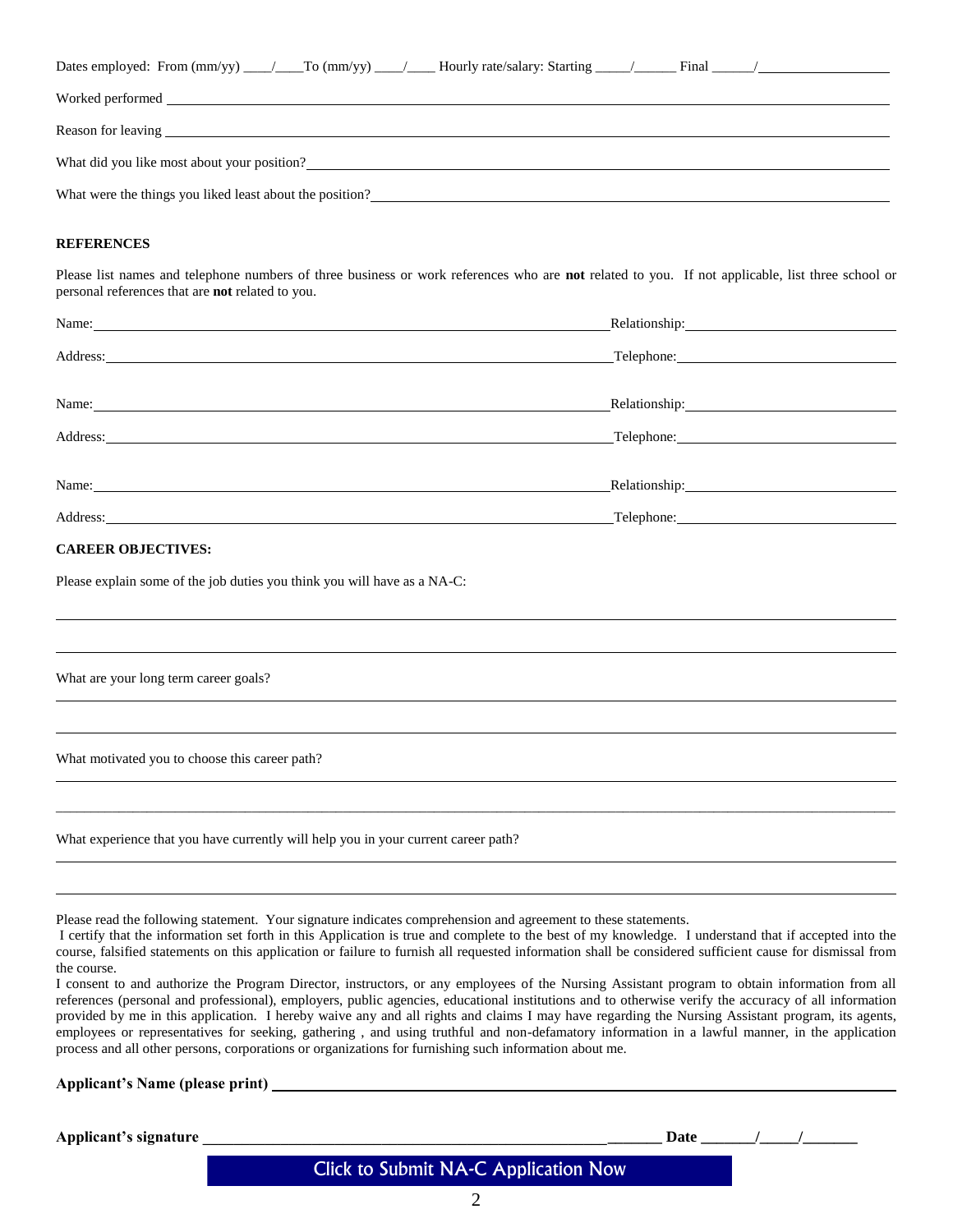Dates employed: From (mm/yy) ____/____To (mm/yy) ____/____ Hourly rate/salary: Starting _____/______ Final ______/__________________

Worked performed ____________________________________________________________________________

Reason for leaving ____________________________________________________________________________

What did you like most about your position?______________________________________________________

What were the things you liked least about the position?____________________________________________

**REFERENCES**

Please list names and telephone numbers of three business or work references who are **not** related to you. If not applicable, list three school or personal references that are **not** related to you.

Name:______________________________________________________ Relationship:______________________

Address:____________________________________________________ Telephone:________________________

Name:______________________________________________________ Relationship:______________________

Address:____________________________________________________ Telephone:________________________

Name:______________________________________________________ Relationship:______________________

Address:____________________________________________________ Telephone:________________________

**CAREER OBJECTIVES:**

Please explain some of the job duties you think you will have as a NA-C:

______________________________________________________________________________________

______________________________________________________________________________________

What are your long term career goals?

______________________________________________________________________________________

______________________________________________________________________________________

What motivated you to choose this career path?

______________________________________________________________________________________

______________________________________________________________________________________

What experience that you have currently will help you in your current career path?

______________________________________________________________________________________

______________________________________________________________________________________

Please read the following statement. Your signature indicates comprehension and agreement to these statements.

I certify that the information set forth in this Application is true and complete to the best of my knowledge. I understand that if accepted into the course, falsified statements on this application or failure to furnish all requested information shall be considered sufficient cause for dismissal from the course.

I consent to and authorize the Program Director, instructors, or any employees of the Nursing Assistant program to obtain information from all references (personal and professional), employers, public agencies, educational institutions and to otherwise verify the accuracy of all information provided by me in this application. I hereby waive any and all rights and claims I may have regarding the Nursing Assistant program, its agents, employees or representatives for seeking, gathering , and using truthful and non-defamatory information in a lawful manner, in the application process and all other persons, corporations or organizations for furnishing such information about me.

**Applicant's Name (please print)** ______________________________________________________________

**Applicant's signature** ______________________________________________________ **Date** _______/_____/_______

Click to Submit NA-C Application Now